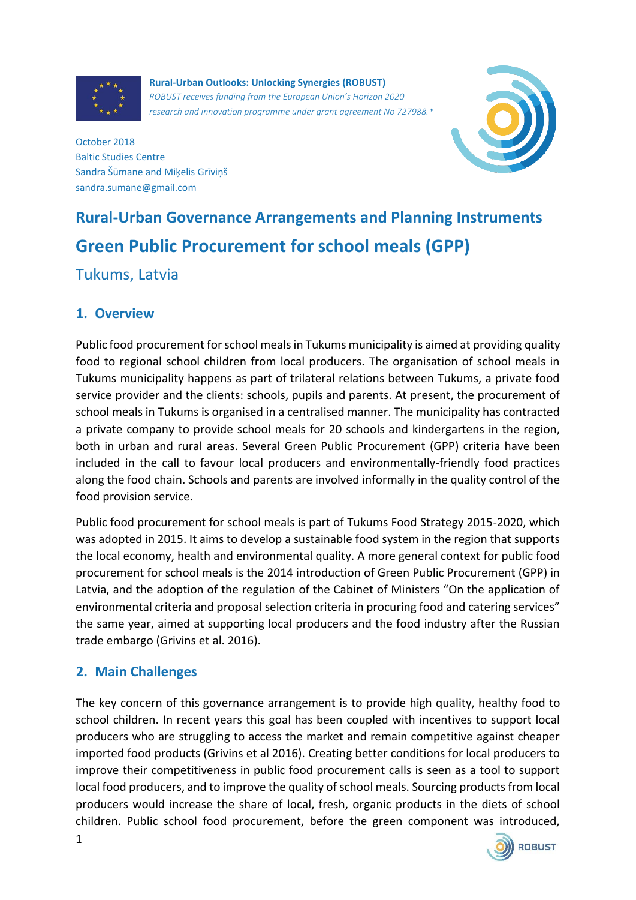**Rural-Urban Outlooks: Unlocking Synergies (ROBUST)**
*ROBUST receives funding from the European Union's Horizon 2020 research and innovation programme under grant agreement No 727988.**

October 2018
Baltic Studies Centre
Sandra Šūmane and Miķelis Grīviņš
sandra.sumane@gmail.com

# Rural-Urban Governance Arrangements and Planning Instruments

# Green Public Procurement for school meals (GPP)

## Tukums, Latvia

## 1. Overview

Public food procurement for school meals in Tukums municipality is aimed at providing quality food to regional school children from local producers. The organisation of school meals in Tukums municipality happens as part of trilateral relations between Tukums, a private food service provider and the clients: schools, pupils and parents. At present, the procurement of school meals in Tukums is organised in a centralised manner. The municipality has contracted a private company to provide school meals for 20 schools and kindergartens in the region, both in urban and rural areas. Several Green Public Procurement (GPP) criteria have been included in the call to favour local producers and environmentally-friendly food practices along the food chain. Schools and parents are involved informally in the quality control of the food provision service.

Public food procurement for school meals is part of Tukums Food Strategy 2015-2020, which was adopted in 2015. It aims to develop a sustainable food system in the region that supports the local economy, health and environmental quality. A more general context for public food procurement for school meals is the 2014 introduction of Green Public Procurement (GPP) in Latvia, and the adoption of the regulation of the Cabinet of Ministers "On the application of environmental criteria and proposal selection criteria in procuring food and catering services" the same year, aimed at supporting local producers and the food industry after the Russian trade embargo (Grivins et al. 2016).

## 2. Main Challenges

The key concern of this governance arrangement is to provide high quality, healthy food to school children. In recent years this goal has been coupled with incentives to support local producers who are struggling to access the market and remain competitive against cheaper imported food products (Grivins et al 2016). Creating better conditions for local producers to improve their competitiveness in public food procurement calls is seen as a tool to support local food producers, and to improve the quality of school meals. Sourcing products from local producers would increase the share of local, fresh, organic products in the diets of school children. Public school food procurement, before the green component was introduced,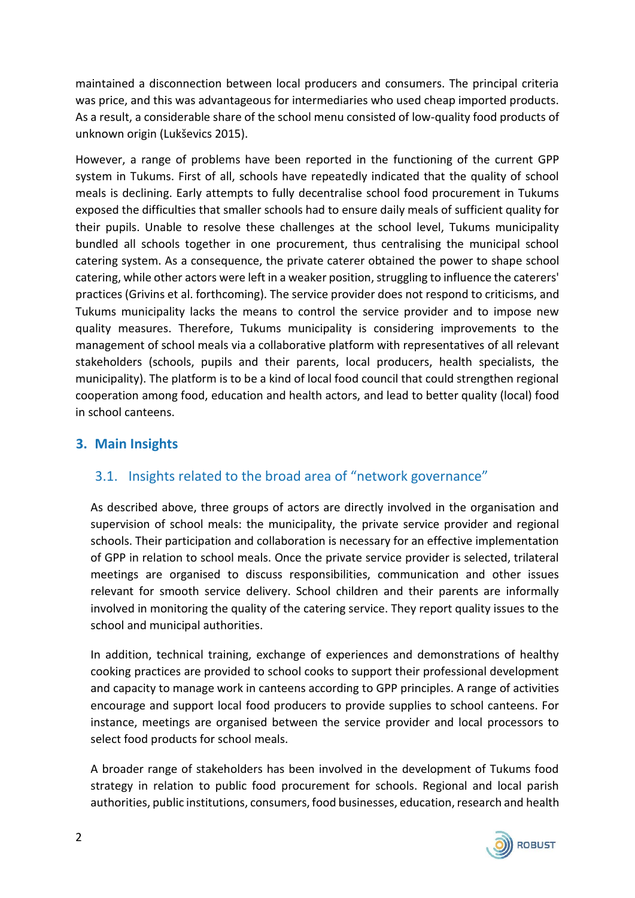maintained a disconnection between local producers and consumers. The principal criteria was price, and this was advantageous for intermediaries who used cheap imported products. As a result, a considerable share of the school menu consisted of low-quality food products of unknown origin (Lukševics 2015).

However, a range of problems have been reported in the functioning of the current GPP system in Tukums. First of all, schools have repeatedly indicated that the quality of school meals is declining. Early attempts to fully decentralise school food procurement in Tukums exposed the difficulties that smaller schools had to ensure daily meals of sufficient quality for their pupils. Unable to resolve these challenges at the school level, Tukums municipality bundled all schools together in one procurement, thus centralising the municipal school catering system. As a consequence, the private caterer obtained the power to shape school catering, while other actors were left in a weaker position, struggling to influence the caterers' practices (Grivins et al. forthcoming). The service provider does not respond to criticisms, and Tukums municipality lacks the means to control the service provider and to impose new quality measures. Therefore, Tukums municipality is considering improvements to the management of school meals via a collaborative platform with representatives of all relevant stakeholders (schools, pupils and their parents, local producers, health specialists, the municipality). The platform is to be a kind of local food council that could strengthen regional cooperation among food, education and health actors, and lead to better quality (local) food in school canteens.

## 3. Main Insights

### 3.1. Insights related to the broad area of "network governance"

As described above, three groups of actors are directly involved in the organisation and supervision of school meals: the municipality, the private service provider and regional schools. Their participation and collaboration is necessary for an effective implementation of GPP in relation to school meals. Once the private service provider is selected, trilateral meetings are organised to discuss responsibilities, communication and other issues relevant for smooth service delivery. School children and their parents are informally involved in monitoring the quality of the catering service. They report quality issues to the school and municipal authorities.

In addition, technical training, exchange of experiences and demonstrations of healthy cooking practices are provided to school cooks to support their professional development and capacity to manage work in canteens according to GPP principles. A range of activities encourage and support local food producers to provide supplies to school canteens. For instance, meetings are organised between the service provider and local processors to select food products for school meals.

A broader range of stakeholders has been involved in the development of Tukums food strategy in relation to public food procurement for schools. Regional and local parish authorities, public institutions, consumers, food businesses, education, research and health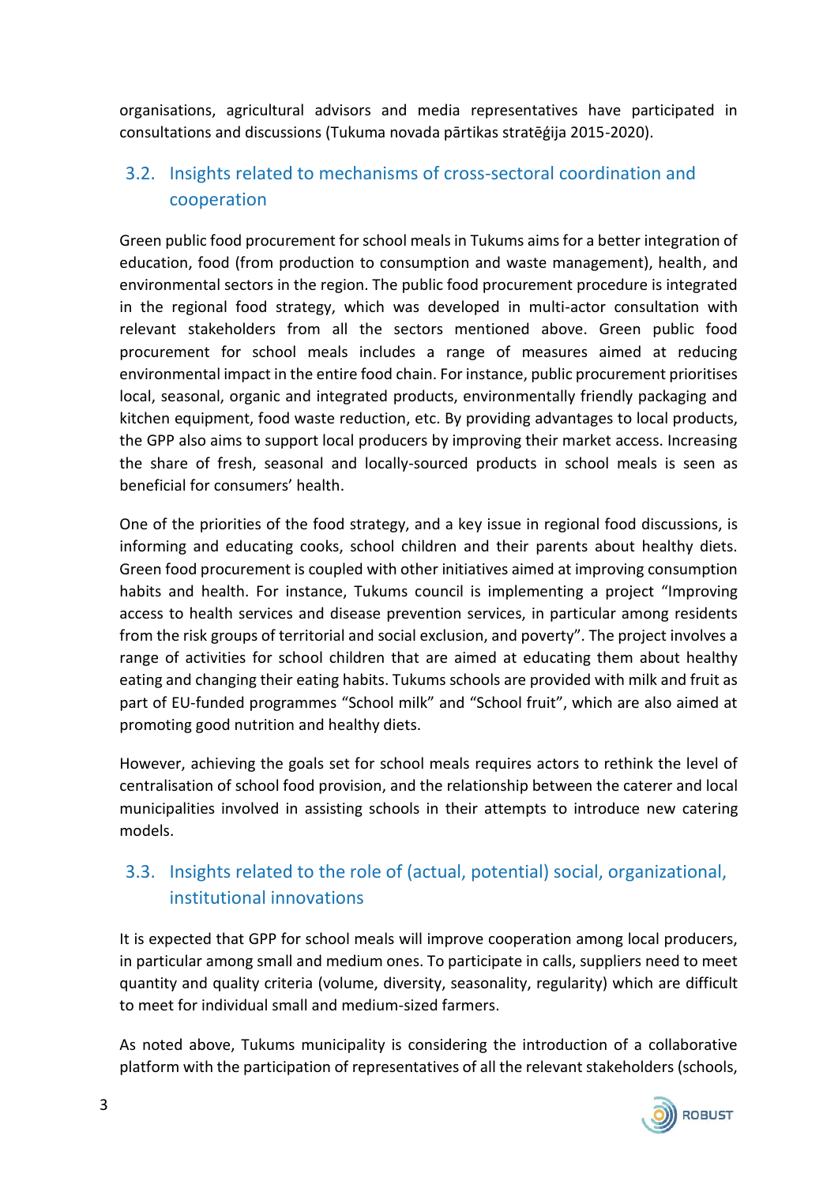organisations, agricultural advisors and media representatives have participated in consultations and discussions (Tukuma novada pārtikas stratēģija 2015-2020).

## 3.2. Insights related to mechanisms of cross-sectoral coordination and cooperation

Green public food procurement for school meals in Tukums aims for a better integration of education, food (from production to consumption and waste management), health, and environmental sectors in the region. The public food procurement procedure is integrated in the regional food strategy, which was developed in multi-actor consultation with relevant stakeholders from all the sectors mentioned above. Green public food procurement for school meals includes a range of measures aimed at reducing environmental impact in the entire food chain. For instance, public procurement prioritises local, seasonal, organic and integrated products, environmentally friendly packaging and kitchen equipment, food waste reduction, etc. By providing advantages to local products, the GPP also aims to support local producers by improving their market access. Increasing the share of fresh, seasonal and locally-sourced products in school meals is seen as beneficial for consumers' health.

One of the priorities of the food strategy, and a key issue in regional food discussions, is informing and educating cooks, school children and their parents about healthy diets. Green food procurement is coupled with other initiatives aimed at improving consumption habits and health. For instance, Tukums council is implementing a project "Improving access to health services and disease prevention services, in particular among residents from the risk groups of territorial and social exclusion, and poverty". The project involves a range of activities for school children that are aimed at educating them about healthy eating and changing their eating habits. Tukums schools are provided with milk and fruit as part of EU-funded programmes "School milk" and "School fruit", which are also aimed at promoting good nutrition and healthy diets.

However, achieving the goals set for school meals requires actors to rethink the level of centralisation of school food provision, and the relationship between the caterer and local municipalities involved in assisting schools in their attempts to introduce new catering models.

## 3.3. Insights related to the role of (actual, potential) social, organizational, institutional innovations

It is expected that GPP for school meals will improve cooperation among local producers, in particular among small and medium ones. To participate in calls, suppliers need to meet quantity and quality criteria (volume, diversity, seasonality, regularity) which are difficult to meet for individual small and medium-sized farmers.

As noted above, Tukums municipality is considering the introduction of a collaborative platform with the participation of representatives of all the relevant stakeholders (schools,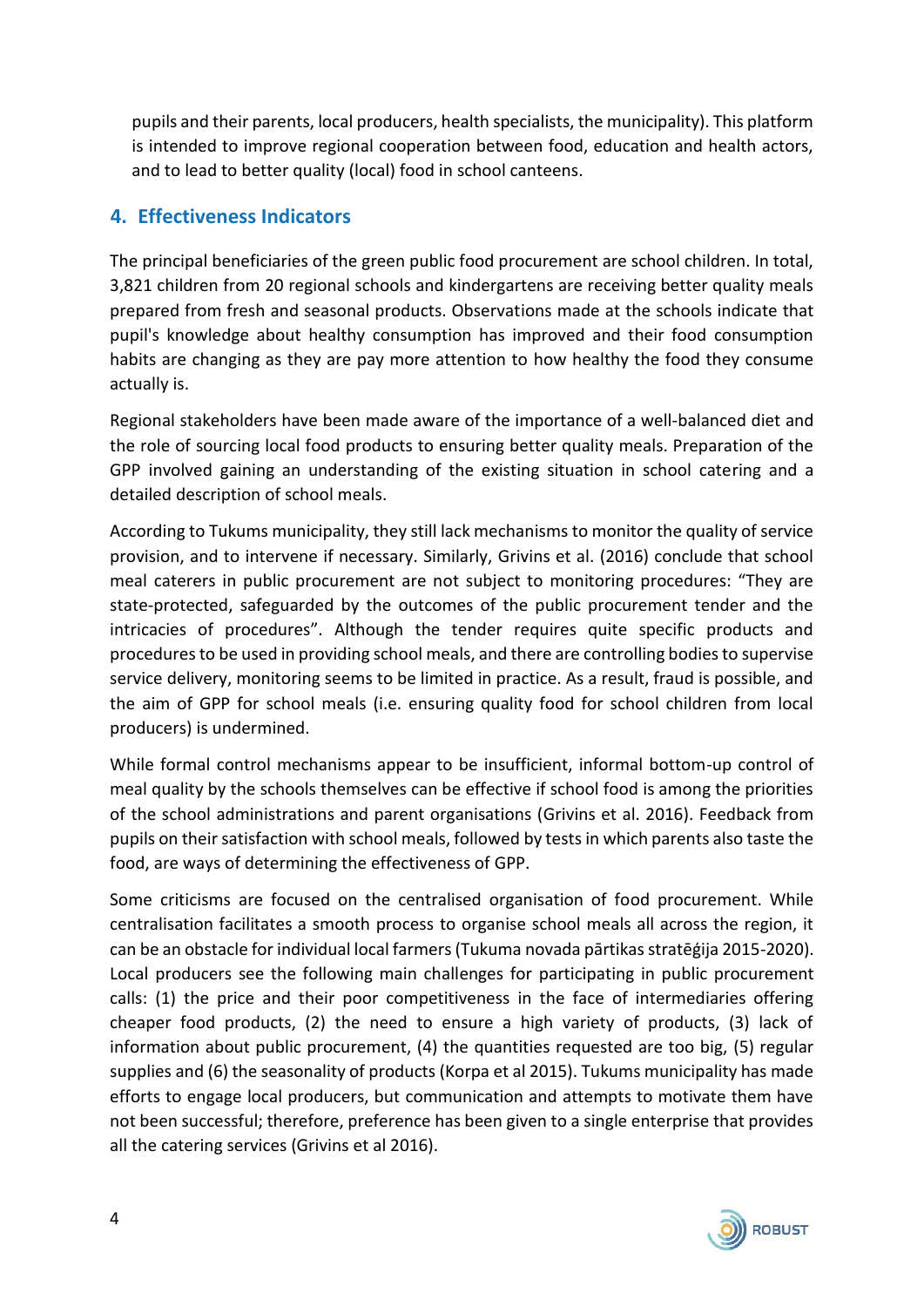pupils and their parents, local producers, health specialists, the municipality). This platform is intended to improve regional cooperation between food, education and health actors, and to lead to better quality (local) food in school canteens.

## 4. Effectiveness Indicators

The principal beneficiaries of the green public food procurement are school children. In total, 3,821 children from 20 regional schools and kindergartens are receiving better quality meals prepared from fresh and seasonal products. Observations made at the schools indicate that pupil's knowledge about healthy consumption has improved and their food consumption habits are changing as they are pay more attention to how healthy the food they consume actually is.

Regional stakeholders have been made aware of the importance of a well-balanced diet and the role of sourcing local food products to ensuring better quality meals. Preparation of the GPP involved gaining an understanding of the existing situation in school catering and a detailed description of school meals.

According to Tukums municipality, they still lack mechanisms to monitor the quality of service provision, and to intervene if necessary. Similarly, Grivins et al. (2016) conclude that school meal caterers in public procurement are not subject to monitoring procedures: "They are state-protected, safeguarded by the outcomes of the public procurement tender and the intricacies of procedures". Although the tender requires quite specific products and procedures to be used in providing school meals, and there are controlling bodies to supervise service delivery, monitoring seems to be limited in practice. As a result, fraud is possible, and the aim of GPP for school meals (i.e. ensuring quality food for school children from local producers) is undermined.

While formal control mechanisms appear to be insufficient, informal bottom-up control of meal quality by the schools themselves can be effective if school food is among the priorities of the school administrations and parent organisations (Grivins et al. 2016). Feedback from pupils on their satisfaction with school meals, followed by tests in which parents also taste the food, are ways of determining the effectiveness of GPP.

Some criticisms are focused on the centralised organisation of food procurement. While centralisation facilitates a smooth process to organise school meals all across the region, it can be an obstacle for individual local farmers (Tukuma novada pārtikas stratēģija 2015-2020). Local producers see the following main challenges for participating in public procurement calls: (1) the price and their poor competitiveness in the face of intermediaries offering cheaper food products, (2) the need to ensure a high variety of products, (3) lack of information about public procurement, (4) the quantities requested are too big, (5) regular supplies and (6) the seasonality of products (Korpa et al 2015). Tukums municipality has made efforts to engage local producers, but communication and attempts to motivate them have not been successful; therefore, preference has been given to a single enterprise that provides all the catering services (Grivins et al 2016).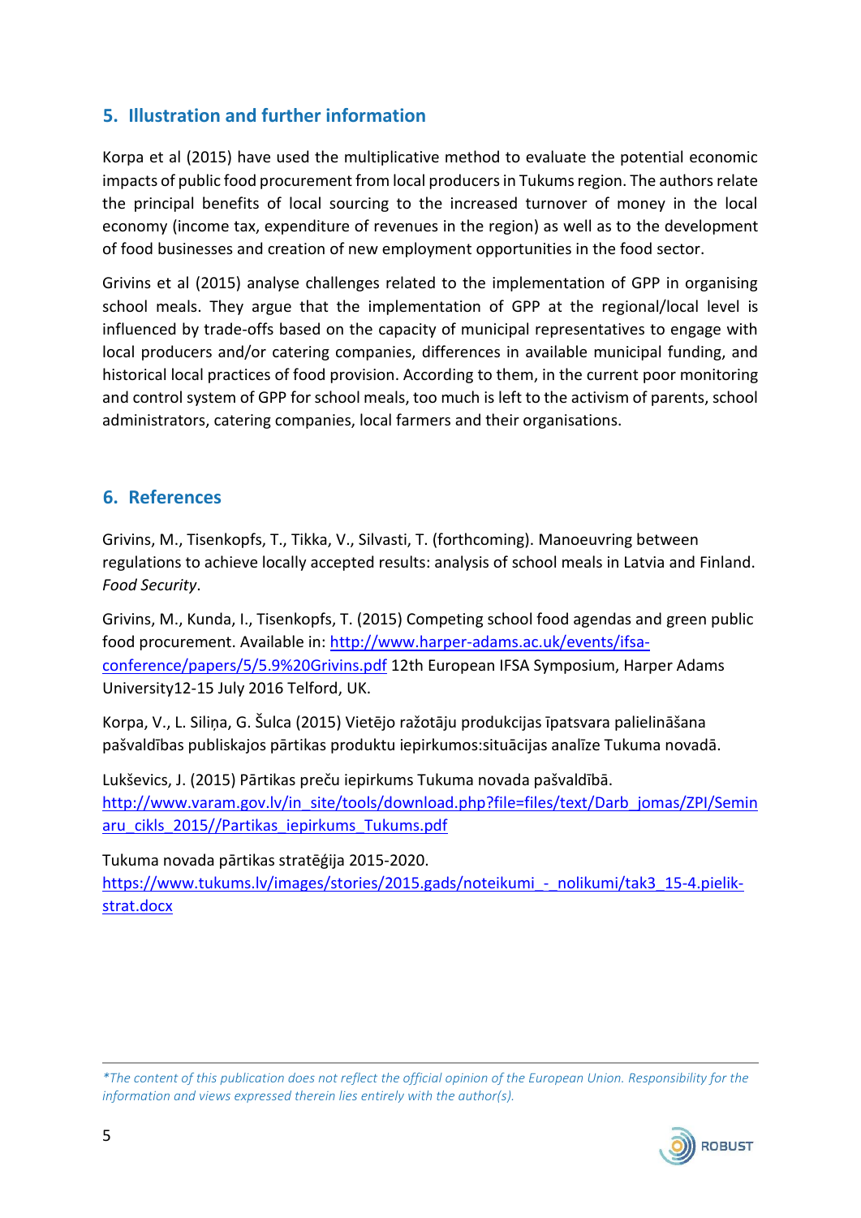## 5. Illustration and further information

Korpa et al (2015) have used the multiplicative method to evaluate the potential economic impacts of public food procurement from local producers in Tukums region. The authors relate the principal benefits of local sourcing to the increased turnover of money in the local economy (income tax, expenditure of revenues in the region) as well as to the development of food businesses and creation of new employment opportunities in the food sector.

Grivins et al (2015) analyse challenges related to the implementation of GPP in organising school meals. They argue that the implementation of GPP at the regional/local level is influenced by trade-offs based on the capacity of municipal representatives to engage with local producers and/or catering companies, differences in available municipal funding, and historical local practices of food provision. According to them, in the current poor monitoring and control system of GPP for school meals, too much is left to the activism of parents, school administrators, catering companies, local farmers and their organisations.

## 6. References

Grivins, M., Tisenkopfs, T., Tikka, V., Silvasti, T. (forthcoming). Manoeuvring between regulations to achieve locally accepted results: analysis of school meals in Latvia and Finland. *Food Security*.

Grivins, M., Kunda, I., Tisenkopfs, T. (2015) Competing school food agendas and green public food procurement. Available in: http://www.harper-adams.ac.uk/events/ifsa-conference/papers/5/5.9%20Grivins.pdf 12th European IFSA Symposium, Harper Adams University12-15 July 2016 Telford, UK.

Korpa, V., L. Siliņa, G. Šulca (2015) Vietējo ražotāju produkcijas īpatsvara palielināšana pašvaldības publiskajos pārtikas produktu iepirkumos:situācijas analīze Tukuma novadā.

Lukševics, J. (2015) Pārtikas preču iepirkums Tukuma novada pašvaldībā. http://www.varam.gov.lv/in_site/tools/download.php?file=files/text/Darb_jomas/ZPI/Seminaru_cikls_2015//Partikas_iepirkums_Tukums.pdf

Tukuma novada pārtikas stratēģija 2015-2020. https://www.tukums.lv/images/stories/2015.gads/noteikumi_-_nolikumi/tak3_15-4.pielik-strat.docx

*\*The content of this publication does not reflect the official opinion of the European Union. Responsibility for the information and views expressed therein lies entirely with the author(s).*